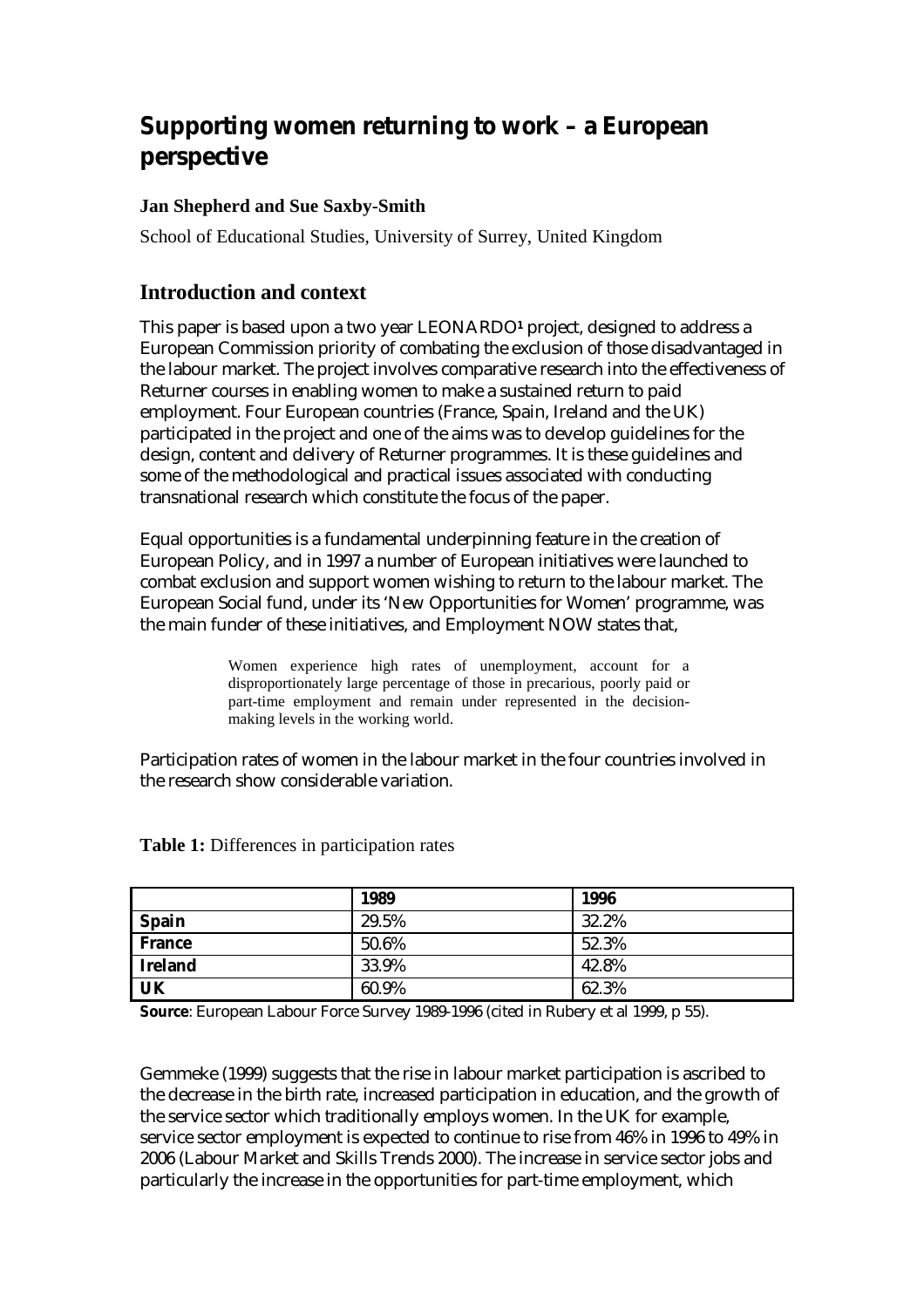# Supporting women returning to work – a European perspective

**Jan Shepherd and Sue Saxby-Smith**

School of Educational Studies, University of Surrey, United Kingdom

## Introduction and context

This paper is based upon a two year LEONARDO[1] project, designed to address a European Commission priority of combating the exclusion of those disadvantaged in the labour market. The project involves comparative research into the effectiveness of Returner courses in enabling women to make a sustained return to paid employment. Four European countries (France, Spain, Ireland and the UK) participated in the project and one of the aims was to develop guidelines for the design, content and delivery of Returner programmes. It is these guidelines and some of the methodological and practical issues associated with conducting transnational research which constitute the focus of the paper.

Equal opportunities is a fundamental underpinning feature in the creation of European Policy, and in 1997 a number of European initiatives were launched to combat exclusion and support women wishing to return to the labour market. The European Social fund, under its 'New Opportunities for Women' programme, was the main funder of these initiatives, and Employment NOW states that,

> Women experience high rates of unemployment, account for a disproportionately large percentage of those in precarious, poorly paid or part-time employment and remain under represented in the decision-making levels in the working world.

Participation rates of women in the labour market in the four countries involved in the research show considerable variation.

**Table 1:** Differences in participation rates

| | 1989 | 1996 |
|---|---|---|
| **Spain** | 29.5% | 32.2% |
| **France** | 50.6% | 52.3% |
| **Ireland** | 33.9% | 42.8% |
| **UK** | 60.9% | 62.3% |

**Source**: European Labour Force Survey 1989-1996 (cited in Rubery et al 1999, p 55).

Gemmeke (1999) suggests that the rise in labour market participation is ascribed to the decrease in the birth rate, increased participation in education, and the growth of the service sector which traditionally employs women. In the UK for example, service sector employment is expected to continue to rise from 46% in 1996 to 49% in 2006 (Labour Market and Skills Trends 2000). The increase in service sector jobs and particularly the increase in the opportunities for part-time employment, which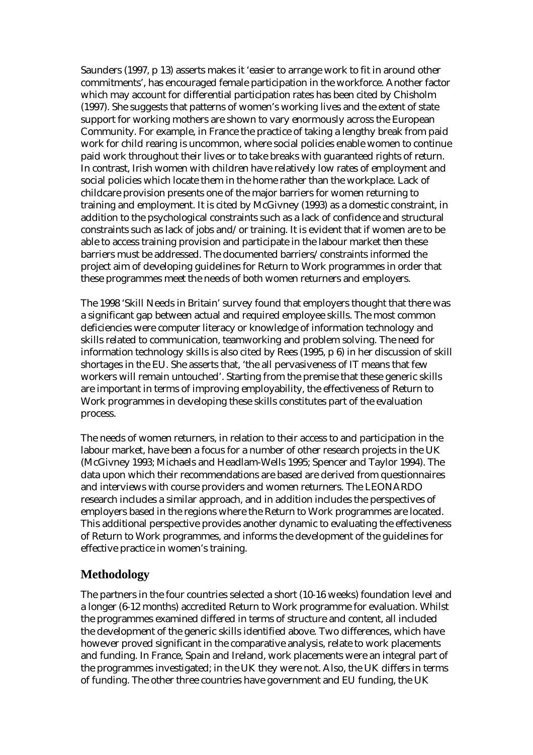Saunders (1997, p 13) asserts makes it 'easier to arrange work to fit in around other commitments', has encouraged female participation in the workforce. Another factor which may account for differential participation rates has been cited by Chisholm (1997). She suggests that patterns of women's working lives and the extent of state support for working mothers are shown to vary enormously across the European Community. For example, in France the practice of taking a lengthy break from paid work for child rearing is uncommon, where social policies enable women to continue paid work throughout their lives or to take breaks with guaranteed rights of return. In contrast, Irish women with children have relatively low rates of employment and social policies which locate them in the home rather than the workplace. Lack of childcare provision presents one of the major barriers for women returning to training and employment. It is cited by McGivney (1993) as a domestic constraint, in addition to the psychological constraints such as a lack of confidence and structural constraints such as lack of jobs and/or training. It is evident that if women are to be able to access training provision and participate in the labour market then these barriers must be addressed. The documented barriers/constraints informed the project aim of developing guidelines for Return to Work programmes in order that these programmes meet the needs of both women returners and employers.

The 1998 'Skill Needs in Britain' survey found that employers thought that there was a significant gap between actual and required employee skills. The most common deficiencies were computer literacy or knowledge of information technology and skills related to communication, teamworking and problem solving. The need for information technology skills is also cited by Rees (1995, p 6) in her discussion of skill shortages in the EU. She asserts that, 'the all pervasiveness of IT means that few workers will remain untouched'. Starting from the premise that these generic skills are important in terms of improving employability, the effectiveness of Return to Work programmes in developing these skills constitutes part of the evaluation process.

The needs of women returners, in relation to their access to and participation in the labour market, have been a focus for a number of other research projects in the UK (McGivney 1993; Michaels and Headlam-Wells 1995; Spencer and Taylor 1994). The data upon which their recommendations are based are derived from questionnaires and interviews with course providers and women returners. The LEONARDO research includes a similar approach, and in addition includes the perspectives of employers based in the regions where the Return to Work programmes are located. This additional perspective provides another dynamic to evaluating the effectiveness of Return to Work programmes, and informs the development of the guidelines for effective practice in women's training.

## Methodology

The partners in the four countries selected a short (10-16 weeks) foundation level and a longer (6-12 months) accredited Return to Work programme for evaluation. Whilst the programmes examined differed in terms of structure and content, all included the development of the generic skills identified above. Two differences, which have however proved significant in the comparative analysis, relate to work placements and funding. In France, Spain and Ireland, work placements were an integral part of the programmes investigated; in the UK they were not. Also, the UK differs in terms of funding. The other three countries have government and EU funding, the UK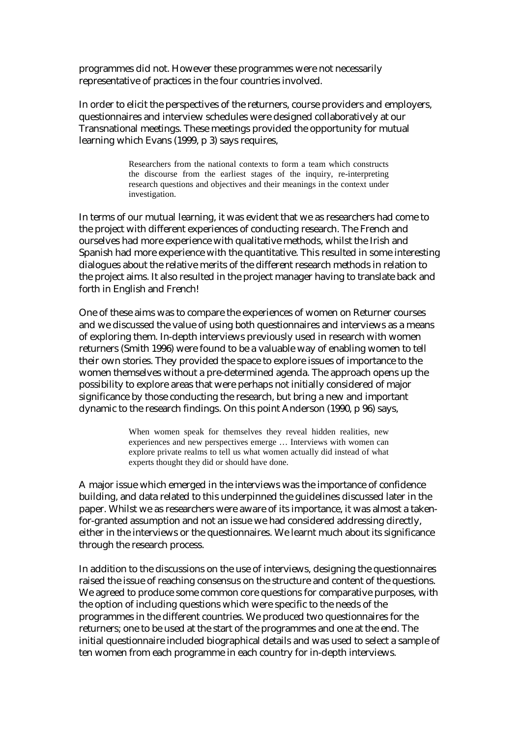programmes did not. However these programmes were not necessarily representative of practices in the four countries involved.

In order to elicit the perspectives of the returners, course providers and employers, questionnaires and interview schedules were designed collaboratively at our Transnational meetings. These meetings provided the opportunity for mutual learning which Evans (1999, p 3) says requires,

> Researchers from the national contexts to form a team which constructs the discourse from the earliest stages of the inquiry, re-interpreting research questions and objectives and their meanings in the context under investigation.

In terms of our mutual learning, it was evident that we as researchers had come to the project with different experiences of conducting research. The French and ourselves had more experience with qualitative methods, whilst the Irish and Spanish had more experience with the quantitative. This resulted in some interesting dialogues about the relative merits of the different research methods in relation to the project aims. It also resulted in the project manager having to translate back and forth in English and French!

One of these aims was to compare the experiences of women on Returner courses and we discussed the value of using both questionnaires and interviews as a means of exploring them. In-depth interviews previously used in research with women returners (Smith 1996) were found to be a valuable way of enabling women to tell their own stories. They provided the space to explore issues of importance to the women themselves without a pre-determined agenda. The approach opens up the possibility to explore areas that were perhaps not initially considered of major significance by those conducting the research, but bring a new and important dynamic to the research findings. On this point Anderson (1990, p 96) says,

> When women speak for themselves they reveal hidden realities, new experiences and new perspectives emerge … Interviews with women can explore private realms to tell us what women actually did instead of what experts thought they did or should have done.

A major issue which emerged in the interviews was the importance of confidence building, and data related to this underpinned the guidelines discussed later in the paper. Whilst we as researchers were aware of its importance, it was almost a taken-for-granted assumption and not an issue we had considered addressing directly, either in the interviews or the questionnaires. We learnt much about its significance through the research process.

In addition to the discussions on the use of interviews, designing the questionnaires raised the issue of reaching consensus on the structure and content of the questions. We agreed to produce some common core questions for comparative purposes, with the option of including questions which were specific to the needs of the programmes in the different countries. We produced two questionnaires for the returners; one to be used at the start of the programmes and one at the end. The initial questionnaire included biographical details and was used to select a sample of ten women from each programme in each country for in-depth interviews.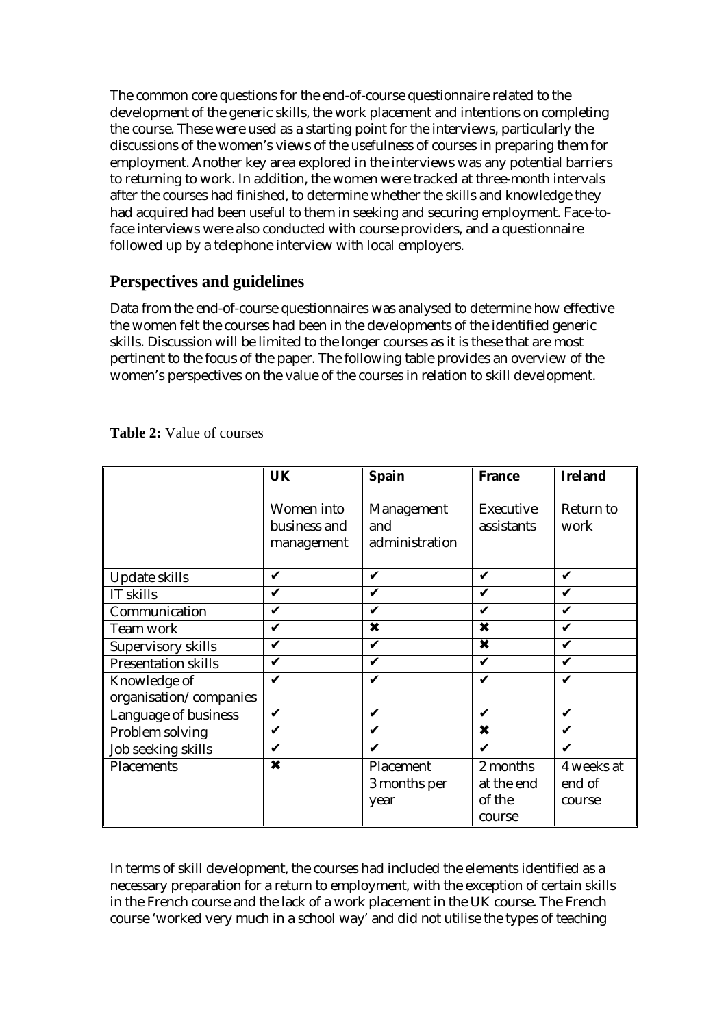The common core questions for the end-of-course questionnaire related to the development of the generic skills, the work placement and intentions on completing the course. These were used as a starting point for the interviews, particularly the discussions of the women's views of the usefulness of courses in preparing them for employment. Another key area explored in the interviews was any potential barriers to returning to work. In addition, the women were tracked at three-month intervals after the courses had finished, to determine whether the skills and knowledge they had acquired had been useful to them in seeking and securing employment. Face-to-face interviews were also conducted with course providers, and a questionnaire followed up by a telephone interview with local employers.

## Perspectives and guidelines

Data from the end-of-course questionnaires was analysed to determine how effective the women felt the courses had been in the developments of the identified generic skills. Discussion will be limited to the longer courses as it is these that are most pertinent to the focus of the paper. The following table provides an overview of the women's perspectives on the value of the courses in relation to skill development.

**Table 2:** Value of courses

| | **UK**<br>Women into business and management | **Spain**<br>Management and administration | **France**<br>Executive assistants | **Ireland**<br>Return to work |
|---|---|---|---|---|
| Update skills | ✔ | ✔ | ✔ | ✔ |
| IT skills | ✔ | ✔ | ✔ | ✔ |
| Communication | ✔ | ✔ | ✔ | ✔ |
| Team work | ✔ | ✖ | ✖ | ✔ |
| Supervisory skills | ✔ | ✔ | ✖ | ✔ |
| Presentation skills | ✔ | ✔ | ✔ | ✔ |
| Knowledge of organisation/companies | ✔ | ✔ | ✔ | ✔ |
| Language of business | ✔ | ✔ | ✔ | ✔ |
| Problem solving | ✔ | ✔ | ✖ | ✔ |
| Job seeking skills | ✔ | ✔ | ✔ | ✔ |
| Placements | ✖ | Placement 3 months per year | 2 months at the end of the course | 4 weeks at end of course |

In terms of skill development, the courses had included the elements identified as a necessary preparation for a return to employment, with the exception of certain skills in the French course and the lack of a work placement in the UK course. The French course 'worked very much in a school way' and did not utilise the types of teaching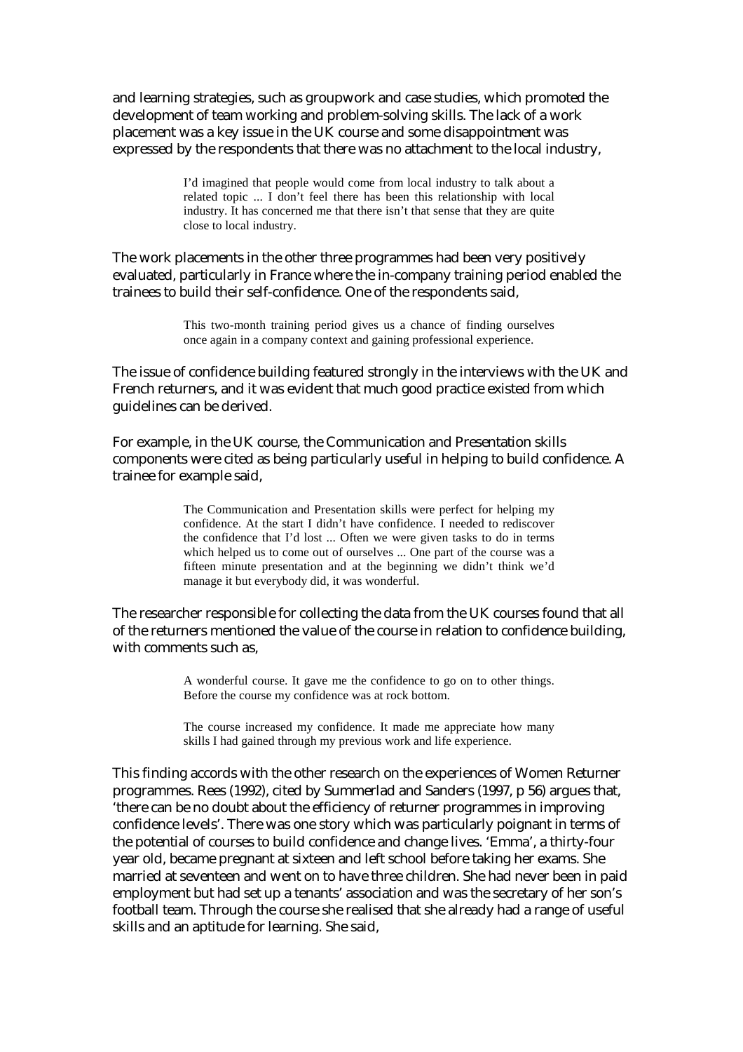and learning strategies, such as groupwork and case studies, which promoted the development of team working and problem-solving skills. The lack of a work placement was a key issue in the UK course and some disappointment was expressed by the respondents that there was no attachment to the local industry,

> I'd imagined that people would come from local industry to talk about a related topic ... I don't feel there has been this relationship with local industry. It has concerned me that there isn't that sense that they are quite close to local industry.

The work placements in the other three programmes had been very positively evaluated, particularly in France where the in-company training period enabled the trainees to build their self-confidence. One of the respondents said,

> This two-month training period gives us a chance of finding ourselves once again in a company context and gaining professional experience.

The issue of confidence building featured strongly in the interviews with the UK and French returners, and it was evident that much good practice existed from which guidelines can be derived.

For example, in the UK course, the Communication and Presentation skills components were cited as being particularly useful in helping to build confidence. A trainee for example said,

> The Communication and Presentation skills were perfect for helping my confidence. At the start I didn't have confidence. I needed to rediscover the confidence that I'd lost ... Often we were given tasks to do in terms which helped us to come out of ourselves ... One part of the course was a fifteen minute presentation and at the beginning we didn't think we'd manage it but everybody did, it was wonderful.

The researcher responsible for collecting the data from the UK courses found that all of the returners mentioned the value of the course in relation to confidence building, with comments such as,

> A wonderful course. It gave me the confidence to go on to other things. Before the course my confidence was at rock bottom.

> The course increased my confidence. It made me appreciate how many skills I had gained through my previous work and life experience.

This finding accords with the other research on the experiences of Women Returner programmes. Rees (1992), cited by Summerlad and Sanders (1997, p 56) argues that, 'there can be no doubt about the efficiency of returner programmes in improving confidence levels'. There was one story which was particularly poignant in terms of the potential of courses to build confidence and change lives. 'Emma', a thirty-four year old, became pregnant at sixteen and left school before taking her exams. She married at seventeen and went on to have three children. She had never been in paid employment but had set up a tenants' association and was the secretary of her son's football team. Through the course she realised that she already had a range of useful skills and an aptitude for learning. She said,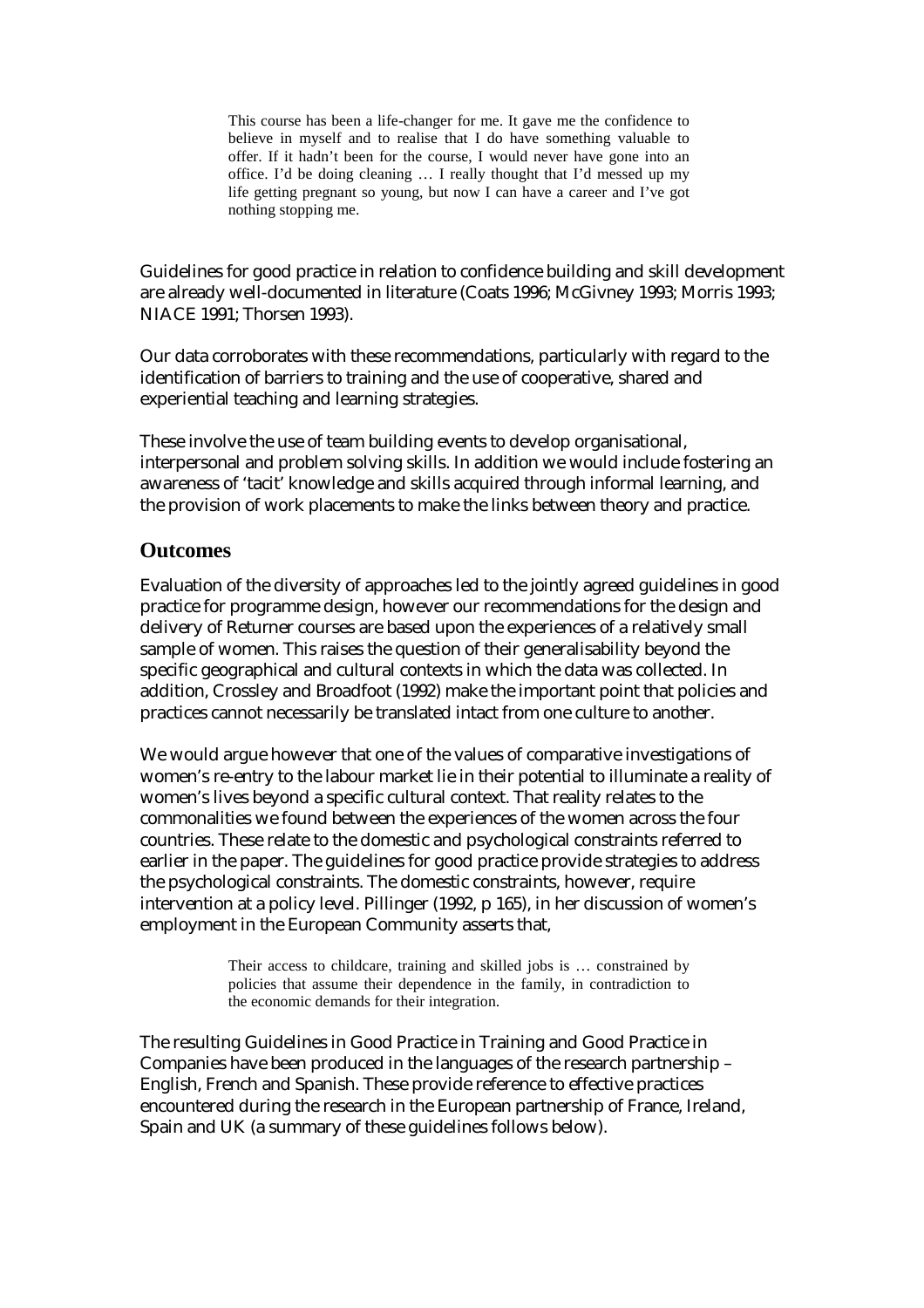> This course has been a life-changer for me. It gave me the confidence to believe in myself and to realise that I do have something valuable to offer. If it hadn't been for the course, I would never have gone into an office. I'd be doing cleaning … I really thought that I'd messed up my life getting pregnant so young, but now I can have a career and I've got nothing stopping me.

Guidelines for good practice in relation to confidence building and skill development are already well-documented in literature (Coats 1996; McGivney 1993; Morris 1993; NIACE 1991; Thorsen 1993).

Our data corroborates with these recommendations, particularly with regard to the identification of barriers to training and the use of cooperative, shared and experiential teaching and learning strategies.

These involve the use of team building events to develop organisational, interpersonal and problem solving skills. In addition we would include fostering an awareness of 'tacit' knowledge and skills acquired through informal learning, and the provision of work placements to make the links between theory and practice.

## Outcomes

Evaluation of the diversity of approaches led to the jointly agreed guidelines in good practice for programme design, however our recommendations for the design and delivery of Returner courses are based upon the experiences of a relatively small sample of women. This raises the question of their generalisability beyond the specific geographical and cultural contexts in which the data was collected. In addition, Crossley and Broadfoot (1992) make the important point that policies and practices cannot necessarily be translated intact from one culture to another.

We would argue however that one of the values of comparative investigations of women's re-entry to the labour market lie in their potential to illuminate a reality of women's lives beyond a specific cultural context. That reality relates to the commonalities we found between the experiences of the women across the four countries. These relate to the domestic and psychological constraints referred to earlier in the paper. The guidelines for good practice provide strategies to address the psychological constraints. The domestic constraints, however, require intervention at a policy level. Pillinger (1992, p 165), in her discussion of women's employment in the European Community asserts that,

> Their access to childcare, training and skilled jobs is … constrained by policies that assume their dependence in the family, in contradiction to the economic demands for their integration.

The resulting Guidelines in Good Practice in Training and Good Practice in Companies have been produced in the languages of the research partnership – English, French and Spanish. These provide reference to effective practices encountered during the research in the European partnership of France, Ireland, Spain and UK (a summary of these guidelines follows below).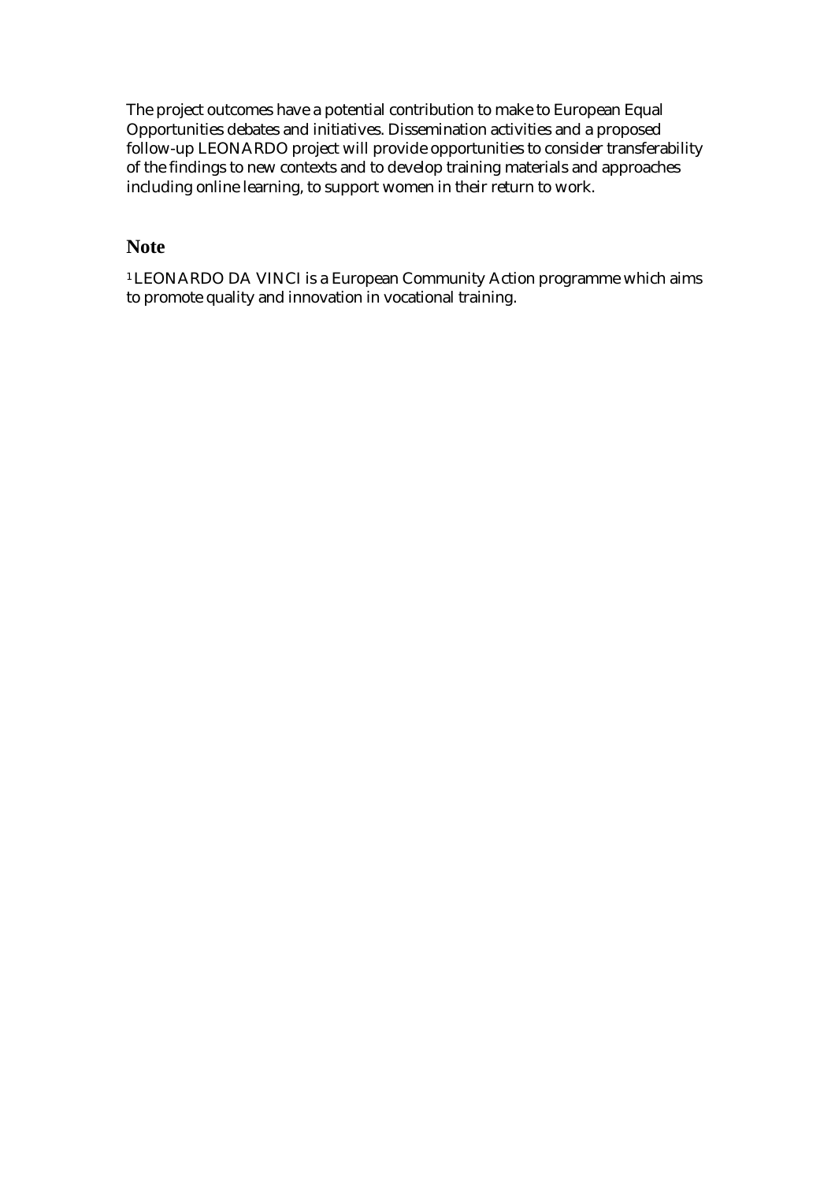The project outcomes have a potential contribution to make to European Equal Opportunities debates and initiatives. Dissemination activities and a proposed follow-up LEONARDO project will provide opportunities to consider transferability of the findings to new contexts and to develop training materials and approaches including online learning, to support women in their return to work.

## Note

[1] LEONARDO DA VINCI is a European Community Action programme which aims to promote quality and innovation in vocational training.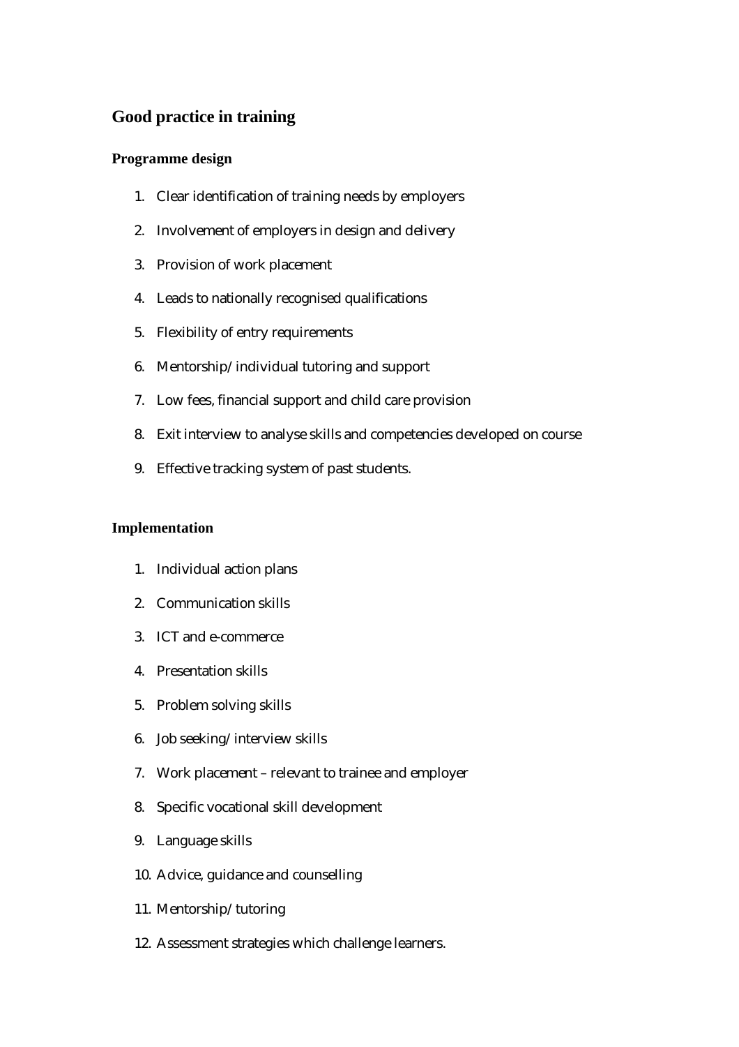## Good practice in training

### Programme design

1. Clear identification of training needs by employers
2. Involvement of employers in design and delivery
3. Provision of work placement
4. Leads to nationally recognised qualifications
5. Flexibility of entry requirements
6. Mentorship/individual tutoring and support
7. Low fees, financial support and child care provision
8. Exit interview to analyse skills and competencies developed on course
9. Effective tracking system of past students.

### Implementation

1. Individual action plans
2. Communication skills
3. ICT and e-commerce
4. Presentation skills
5. Problem solving skills
6. Job seeking/interview skills
7. Work placement – relevant to trainee and employer
8. Specific vocational skill development
9. Language skills
10. Advice, guidance and counselling
11. Mentorship/tutoring
12. Assessment strategies which challenge learners.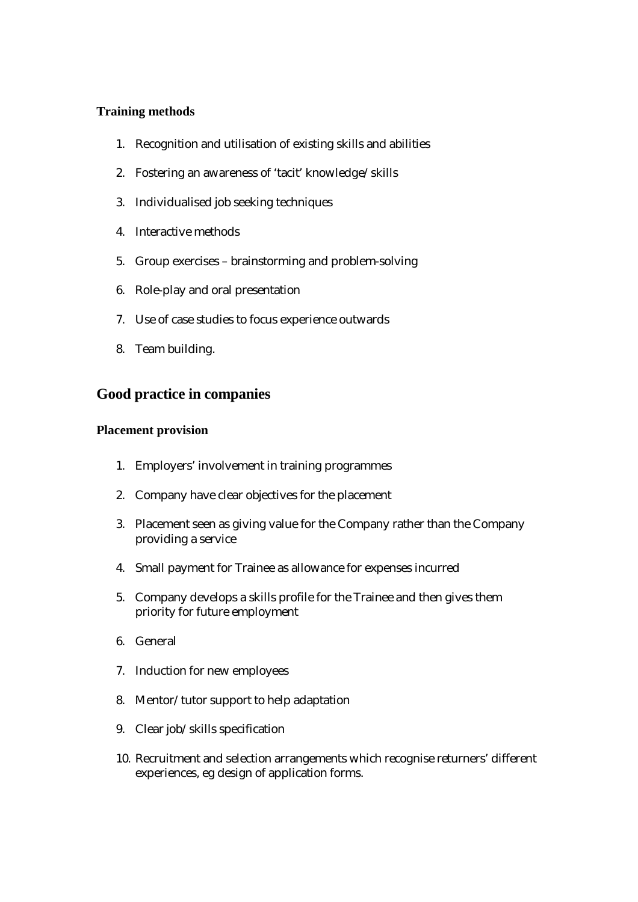### Training methods

1. Recognition and utilisation of existing skills and abilities
2. Fostering an awareness of 'tacit' knowledge/skills
3. Individualised job seeking techniques
4. Interactive methods
5. Group exercises – brainstorming and problem-solving
6. Role-play and oral presentation
7. Use of case studies to focus experience outwards
8. Team building.

## Good practice in companies

### Placement provision

1. Employers' involvement in training programmes
2. Company have clear objectives for the placement
3. Placement seen as giving value for the Company rather than the Company providing a service
4. Small payment for Trainee as allowance for expenses incurred
5. Company develops a skills profile for the Trainee and then gives them priority for future employment
6. General
7. Induction for new employees
8. Mentor/tutor support to help adaptation
9. Clear job/skills specification
10. Recruitment and selection arrangements which recognise returners' different experiences, eg design of application forms.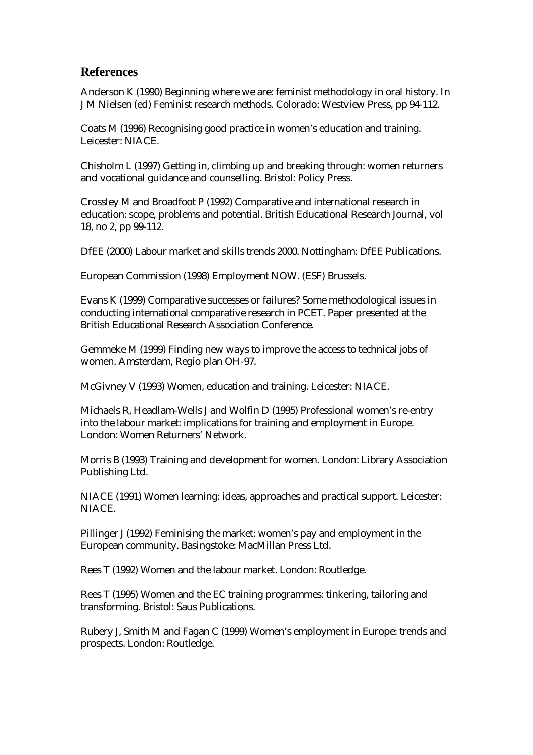## References

Anderson K (1990) Beginning where we are: feminist methodology in oral history. In J M Nielsen (ed) Feminist research methods. Colorado: Westview Press, pp 94-112.

Coats M (1996) Recognising good practice in women's education and training. Leicester: NIACE.

Chisholm L (1997) Getting in, climbing up and breaking through: women returners and vocational guidance and counselling. Bristol: Policy Press.

Crossley M and Broadfoot P (1992) Comparative and international research in education: scope, problems and potential. British Educational Research Journal, vol 18, no 2, pp 99-112.

DfEE (2000) Labour market and skills trends 2000. Nottingham: DfEE Publications.

European Commission (1998) Employment NOW. (ESF) Brussels.

Evans K (1999) Comparative successes or failures? Some methodological issues in conducting international comparative research in PCET. Paper presented at the British Educational Research Association Conference.

Gemmeke M (1999) Finding new ways to improve the access to technical jobs of women. Amsterdam, Regio plan OH-97.

McGivney V (1993) Women, education and training. Leicester: NIACE.

Michaels R, Headlam-Wells J and Wolfin D (1995) Professional women's re-entry into the labour market: implications for training and employment in Europe. London: Women Returners' Network.

Morris B (1993) Training and development for women. London: Library Association Publishing Ltd.

NIACE (1991) Women learning: ideas, approaches and practical support. Leicester: NIACE.

Pillinger J (1992) Feminising the market: women's pay and employment in the European community. Basingstoke: MacMillan Press Ltd.

Rees T (1992) Women and the labour market. London: Routledge.

Rees T (1995) Women and the EC training programmes: tinkering, tailoring and transforming. Bristol: Saus Publications.

Rubery J, Smith M and Fagan C (1999) Women's employment in Europe: trends and prospects. London: Routledge.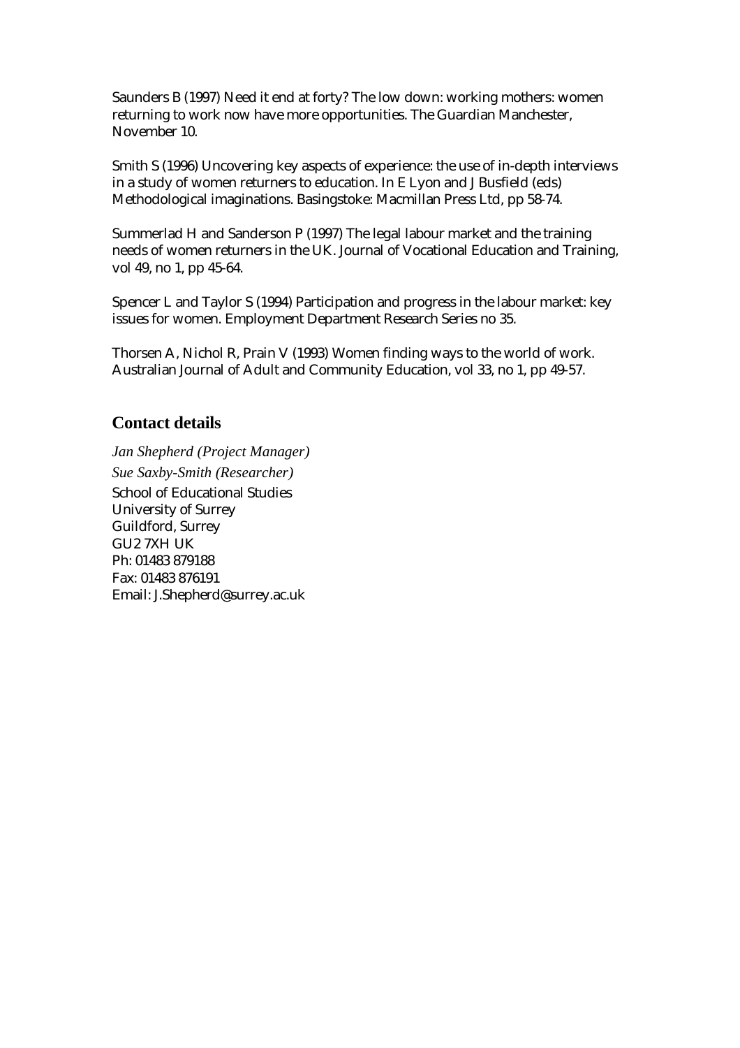Saunders B (1997) Need it end at forty? The low down: working mothers: women returning to work now have more opportunities. The Guardian Manchester, November 10.

Smith S (1996) Uncovering key aspects of experience: the use of in-depth interviews in a study of women returners to education. In E Lyon and J Busfield (eds) Methodological imaginations. Basingstoke: Macmillan Press Ltd, pp 58-74.

Summerlad H and Sanderson P (1997) The legal labour market and the training needs of women returners in the UK. Journal of Vocational Education and Training, vol 49, no 1, pp 45-64.

Spencer L and Taylor S (1994) Participation and progress in the labour market: key issues for women. Employment Department Research Series no 35.

Thorsen A, Nichol R, Prain V (1993) Women finding ways to the world of work. Australian Journal of Adult and Community Education, vol 33, no 1, pp 49-57.

## Contact details

*Jan Shepherd (Project Manager)*
*Sue Saxby-Smith (Researcher)*
School of Educational Studies
University of Surrey
Guildford, Surrey
GU2 7XH UK
Ph: 01483 879188
Fax: 01483 876191
Email: J.Shepherd@surrey.ac.uk